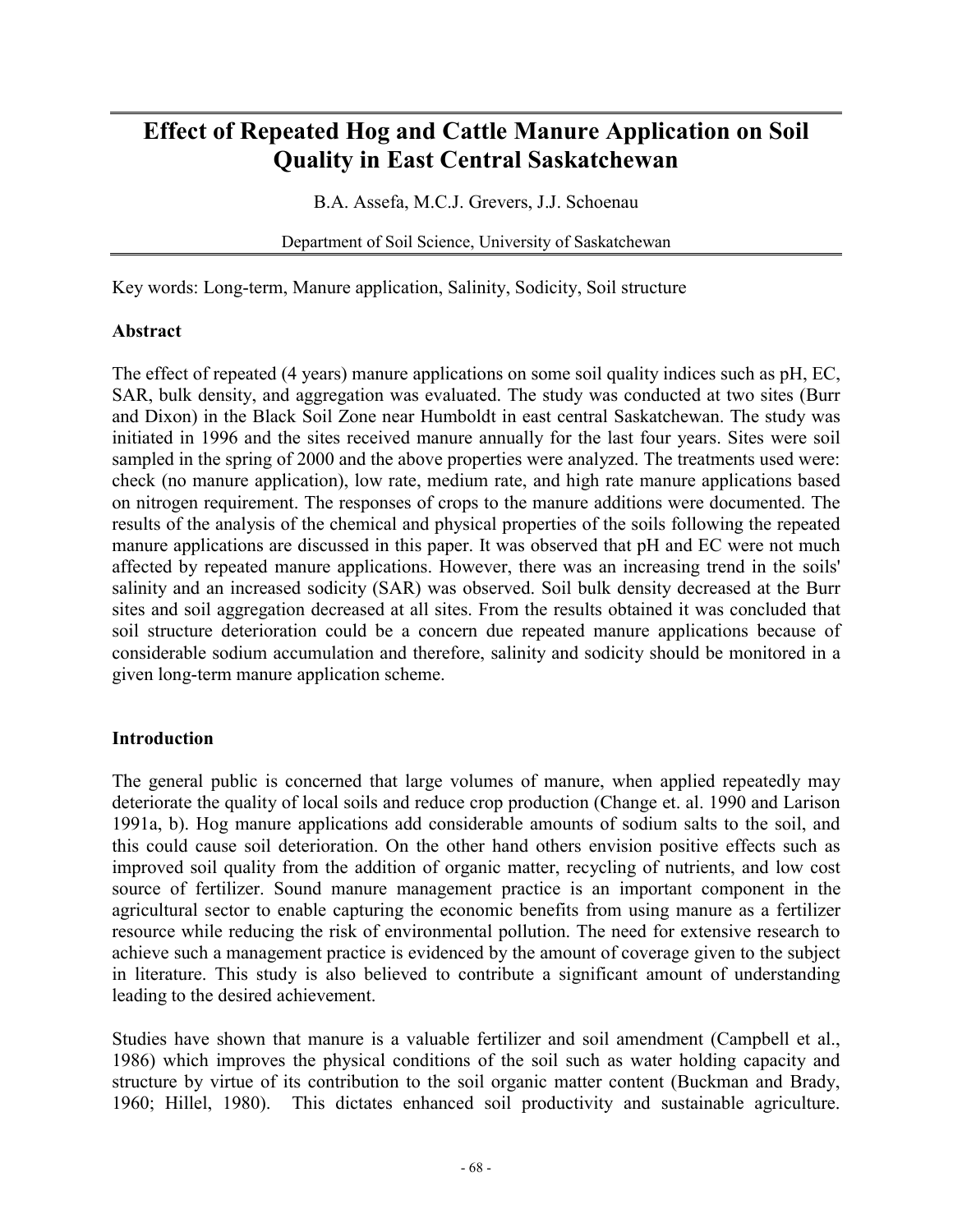# Effect of Repeated Hog and Cattle Manure Application on Soil Quality in East Central Saskatchewan

B.A. Assefa, M.C.J. Grevers, J.J. Schoenau

Department of Soil Science, University of Saskatchewan

Key words: Long-term, Manure application, Salinity, Sodicity, Soil structure

## Abstract

The effect of repeated (4 years) manure applications on some soil quality indices such as pH, EC, SAR, bulk density, and aggregation was evaluated. The study was conducted at two sites (Burr and Dixon) in the Black Soil Zone near Humboldt in east central Saskatchewan. The study was initiated in 1996 and the sites received manure annually for the last four years. Sites were soil sampled in the spring of 2000 and the above properties were analyzed. The treatments used were: check (no manure application), low rate, medium rate, and high rate manure applications based on nitrogen requirement. The responses of crops to the manure additions were documented. The results of the analysis of the chemical and physical properties of the soils following the repeated manure applications are discussed in this paper. It was observed that pH and EC were not much affected by repeated manure applications. However, there was an increasing trend in the soils' salinity and an increased sodicity (SAR) was observed. Soil bulk density decreased at the Burr sites and soil aggregation decreased at all sites. From the results obtained it was concluded that soil structure deterioration could be a concern due repeated manure applications because of considerable sodium accumulation and therefore, salinity and sodicity should be monitored in a given long-term manure application scheme.

## Introduction

The general public is concerned that large volumes of manure, when applied repeatedly may deteriorate the quality of local soils and reduce crop production (Change et. al. 1990 and Larison 1991a, b). Hog manure applications add considerable amounts of sodium salts to the soil, and this could cause soil deterioration. On the other hand others envision positive effects such as improved soil quality from the addition of organic matter, recycling of nutrients, and low cost source of fertilizer. Sound manure management practice is an important component in the agricultural sector to enable capturing the economic benefits from using manure as a fertilizer resource while reducing the risk of environmental pollution. The need for extensive research to achieve such a management practice is evidenced by the amount of coverage given to the subject in literature. This study is also believed to contribute a significant amount of understanding leading to the desired achievement.

Studies have shown that manure is a valuable fertilizer and soil amendment (Campbell et al., 1986) which improves the physical conditions of the soil such as water holding capacity and structure by virtue of its contribution to the soil organic matter content (Buckman and Brady, 1960; Hillel, 1980). This dictates enhanced soil productivity and sustainable agriculture.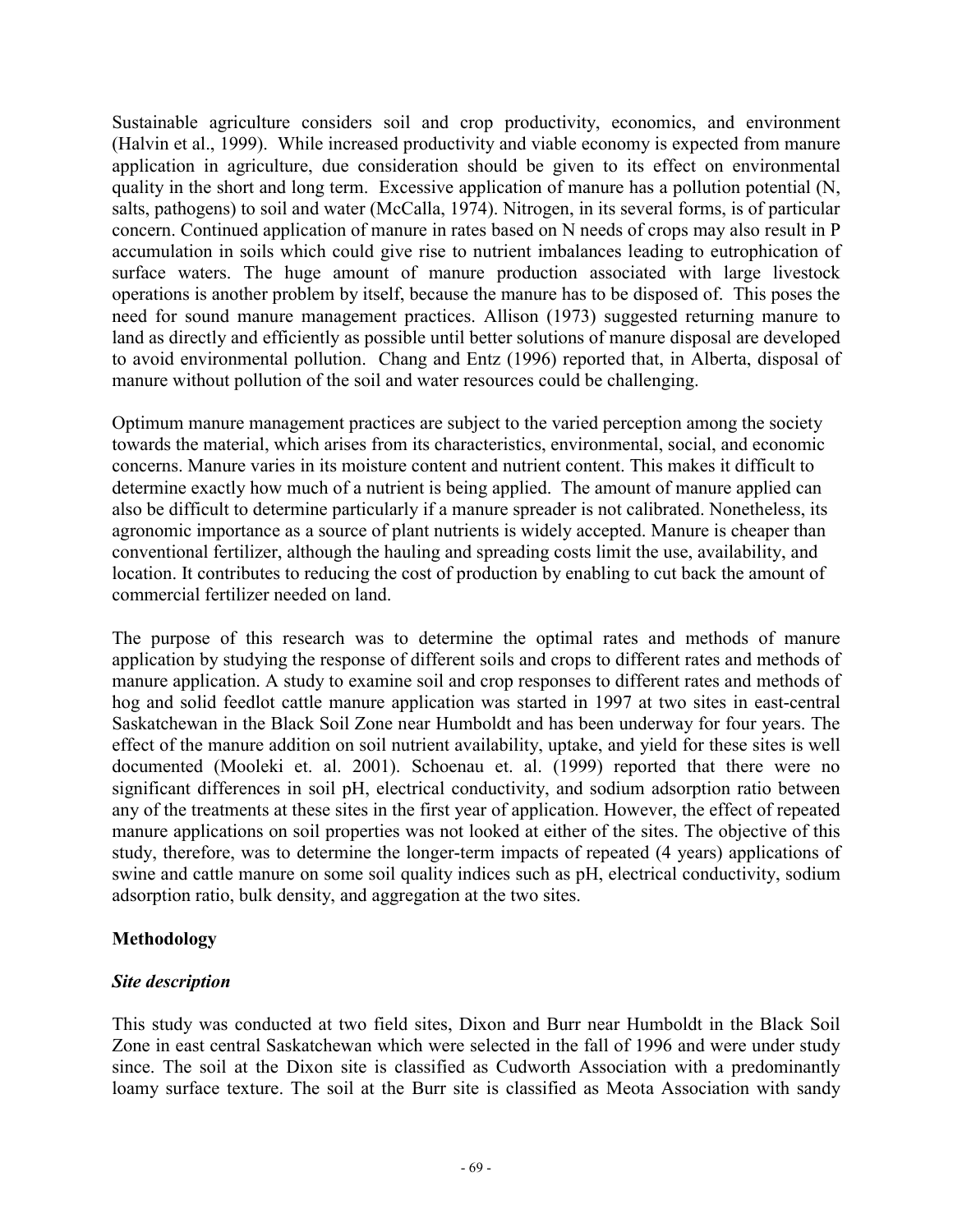Sustainable agriculture considers soil and crop productivity, economics, and environment (Halvin et al., 1999). While increased productivity and viable economy is expected from manure application in agriculture, due consideration should be given to its effect on environmental quality in the short and long term. Excessive application of manure has a pollution potential (N, salts, pathogens) to soil and water (McCalla, 1974). Nitrogen, in its several forms, is of particular concern. Continued application of manure in rates based on N needs of crops may also result in P accumulation in soils which could give rise to nutrient imbalances leading to eutrophication of surface waters. The huge amount of manure production associated with large livestock operations is another problem by itself, because the manure has to be disposed of. This poses the need for sound manure management practices. Allison (1973) suggested returning manure to land as directly and efficiently as possible until better solutions of manure disposal are developed to avoid environmental pollution. Chang and Entz (1996) reported that, in Alberta, disposal of manure without pollution of the soil and water resources could be challenging.

Optimum manure management practices are subject to the varied perception among the society towards the material, which arises from its characteristics, environmental, social, and economic concerns. Manure varies in its moisture content and nutrient content. This makes it difficult to determine exactly how much of a nutrient is being applied. The amount of manure applied can also be difficult to determine particularly if a manure spreader is not calibrated. Nonetheless, its agronomic importance as a source of plant nutrients is widely accepted. Manure is cheaper than conventional fertilizer, although the hauling and spreading costs limit the use, availability, and location. It contributes to reducing the cost of production by enabling to cut back the amount of commercial fertilizer needed on land.

The purpose of this research was to determine the optimal rates and methods of manure application by studying the response of different soils and crops to different rates and methods of manure application. A study to examine soil and crop responses to different rates and methods of hog and solid feedlot cattle manure application was started in 1997 at two sites in east-central Saskatchewan in the Black Soil Zone near Humboldt and has been underway for four years. The effect of the manure addition on soil nutrient availability, uptake, and yield for these sites is well documented (Mooleki et. al. 2001). Schoenau et. al. (1999) reported that there were no significant differences in soil pH, electrical conductivity, and sodium adsorption ratio between any of the treatments at these sites in the first year of application. However, the effect of repeated manure applications on soil properties was not looked at either of the sites. The objective of this study, therefore, was to determine the longer-term impacts of repeated (4 years) applications of swine and cattle manure on some soil quality indices such as pH, electrical conductivity, sodium adsorption ratio, bulk density, and aggregation at the two sites.

## Methodology

### *Site description*

This study was conducted at two field sites, Dixon and Burr near Humboldt in the Black Soil Zone in east central Saskatchewan which were selected in the fall of 1996 and were under study since. The soil at the Dixon site is classified as Cudworth Association with a predominantly loamy surface texture. The soil at the Burr site is classified as Meota Association with sandy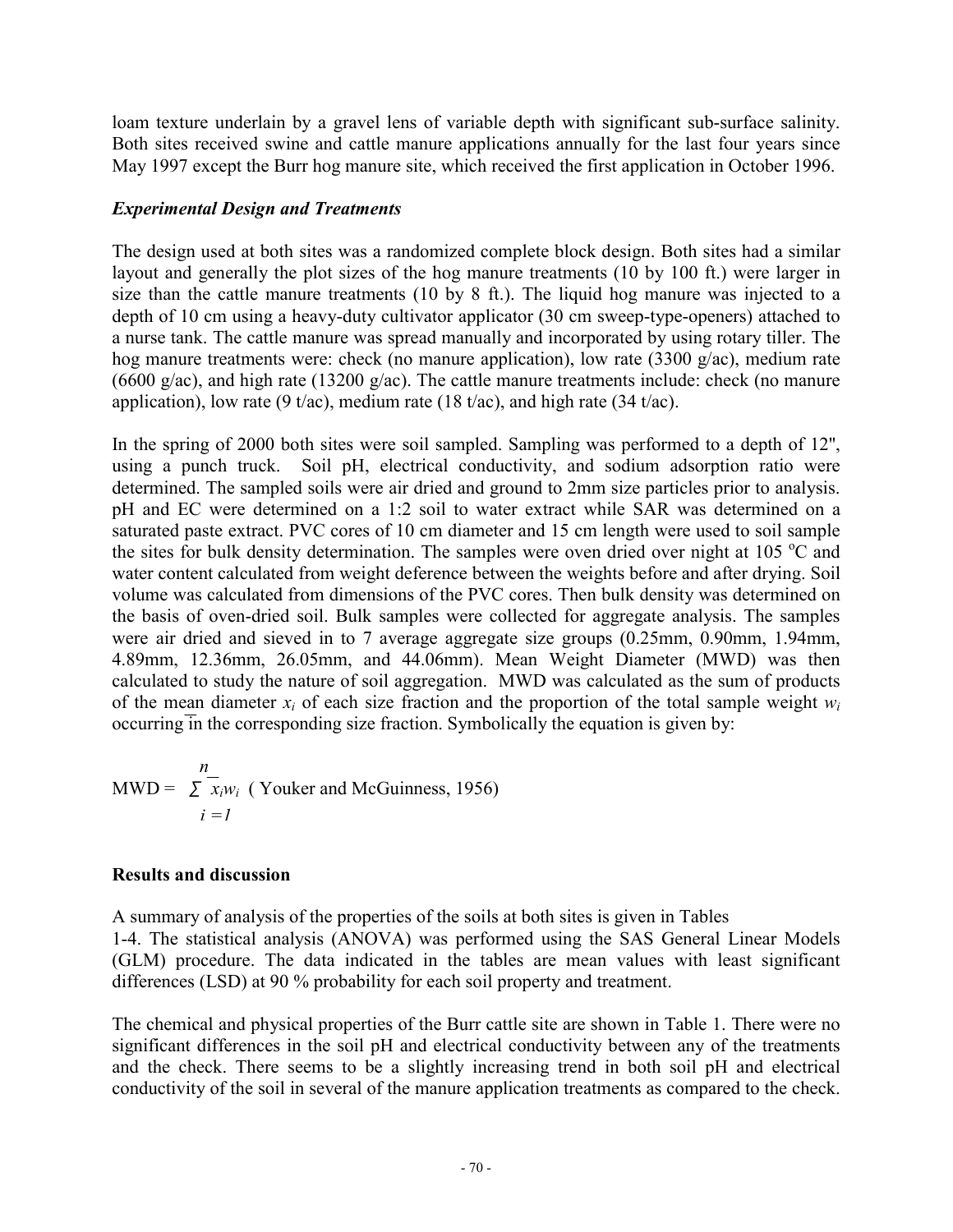loam texture underlain by a gravel lens of variable depth with significant sub-surface salinity. Both sites received swine and cattle manure applications annually for the last four years since May 1997 except the Burr hog manure site, which received the first application in October 1996.

### *Experimental Design and Treatments*

The design used at both sites was a randomized complete block design. Both sites had a similar layout and generally the plot sizes of the hog manure treatments (10 by 100 ft.) were larger in size than the cattle manure treatments (10 by 8 ft.). The liquid hog manure was injected to a depth of 10 cm using a heavy-duty cultivator applicator (30 cm sweep-type-openers) attached to a nurse tank. The cattle manure was spread manually and incorporated by using rotary tiller. The hog manure treatments were: check (no manure application), low rate (3300 g/ac), medium rate (6600 g/ac), and high rate (13200 g/ac). The cattle manure treatments include: check (no manure application), low rate (9 t/ac), medium rate (18 t/ac), and high rate (34 t/ac).

In the spring of 2000 both sites were soil sampled. Sampling was performed to a depth of 12", using a punch truck. Soil pH, electrical conductivity, and sodium adsorption ratio were determined. The sampled soils were air dried and ground to 2mm size particles prior to analysis. pH and EC were determined on a 1:2 soil to water extract while SAR was determined on a saturated paste extract. PVC cores of 10 cm diameter and 15 cm length were used to soil sample the sites for bulk density determination. The samples were oven dried over night at 105 °C and water content calculated from weight deference between the weights before and after drying. Soil volume was calculated from dimensions of the PVC cores. Then bulk density was determined on the basis of oven-dried soil. Bulk samples were collected for aggregate analysis. The samples were air dried and sieved in to 7 average aggregate size groups (0.25mm, 0.90mm, 1.94mm, 4.89mm, 12.36mm, 26.05mm, and 44.06mm). Mean Weight Diameter (MWD) was then calculated to study the nature of soil aggregation. MWD was calculated as the sum of products of the mean diameter $\bar{x}_i$ of each size fraction and the proportion of the total sample weight $w_i$ occurring in the corresponding size fraction. Symbolically the equation is given by:

$$\text{MWD} = \sum_{i=1}^{n} \bar{x}_i w_i$$ ( Youker and McGuinness, 1956)

## Results and discussion

A summary of analysis of the properties of the soils at both sites is given in Tables 1-4. The statistical analysis (ANOVA) was performed using the SAS General Linear Models (GLM) procedure. The data indicated in the tables are mean values with least significant differences (LSD) at 90 % probability for each soil property and treatment.

The chemical and physical properties of the Burr cattle site are shown in Table 1. There were no significant differences in the soil pH and electrical conductivity between any of the treatments and the check. There seems to be a slightly increasing trend in both soil pH and electrical conductivity of the soil in several of the manure application treatments as compared to the check.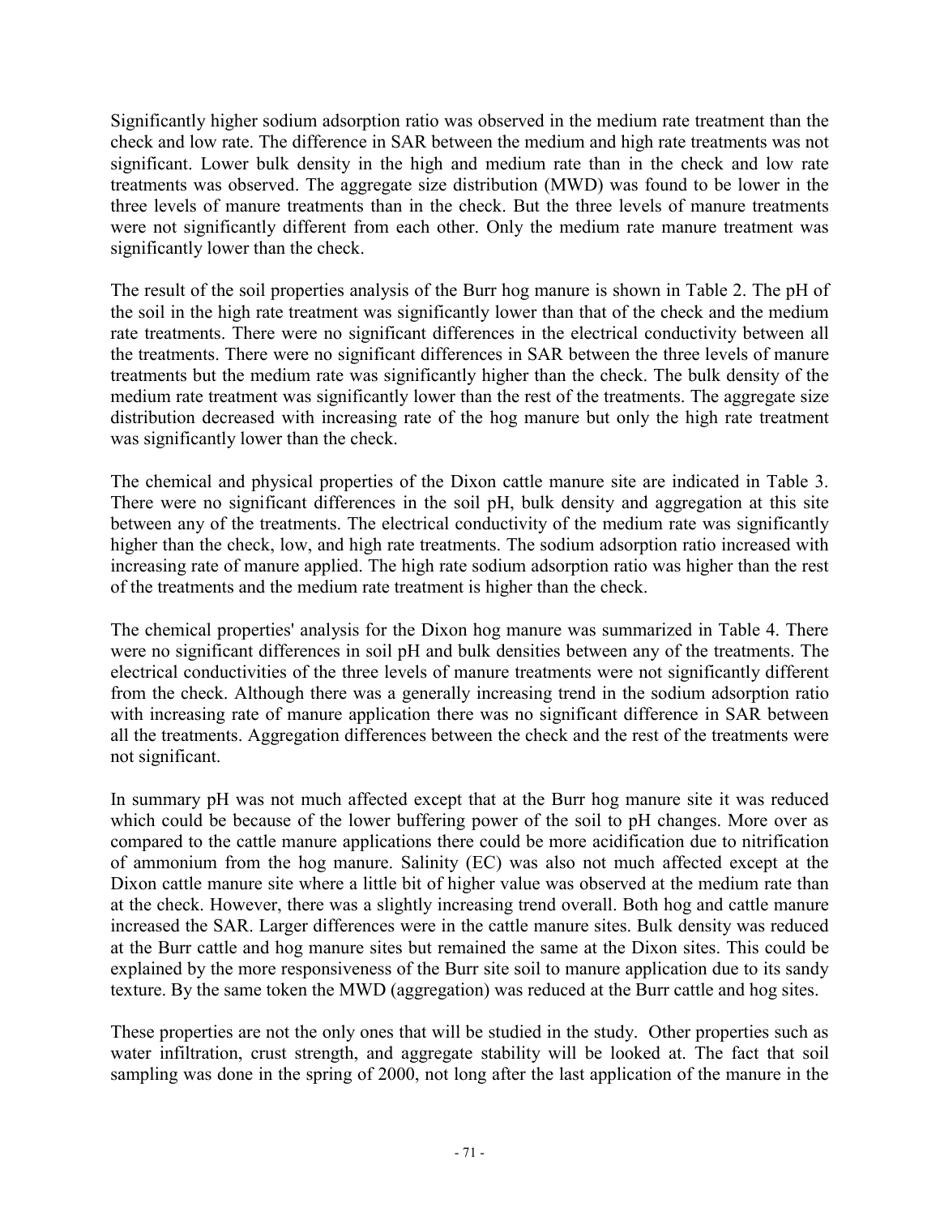Significantly higher sodium adsorption ratio was observed in the medium rate treatment than the check and low rate. The difference in SAR between the medium and high rate treatments was not significant. Lower bulk density in the high and medium rate than in the check and low rate treatments was observed. The aggregate size distribution (MWD) was found to be lower in the three levels of manure treatments than in the check. But the three levels of manure treatments were not significantly different from each other. Only the medium rate manure treatment was significantly lower than the check.

The result of the soil properties analysis of the Burr hog manure is shown in Table 2. The pH of the soil in the high rate treatment was significantly lower than that of the check and the medium rate treatments. There were no significant differences in the electrical conductivity between all the treatments. There were no significant differences in SAR between the three levels of manure treatments but the medium rate was significantly higher than the check. The bulk density of the medium rate treatment was significantly lower than the rest of the treatments. The aggregate size distribution decreased with increasing rate of the hog manure but only the high rate treatment was significantly lower than the check.

The chemical and physical properties of the Dixon cattle manure site are indicated in Table 3. There were no significant differences in the soil pH, bulk density and aggregation at this site between any of the treatments. The electrical conductivity of the medium rate was significantly higher than the check, low, and high rate treatments. The sodium adsorption ratio increased with increasing rate of manure applied. The high rate sodium adsorption ratio was higher than the rest of the treatments and the medium rate treatment is higher than the check.

The chemical properties' analysis for the Dixon hog manure was summarized in Table 4. There were no significant differences in soil pH and bulk densities between any of the treatments. The electrical conductivities of the three levels of manure treatments were not significantly different from the check. Although there was a generally increasing trend in the sodium adsorption ratio with increasing rate of manure application there was no significant difference in SAR between all the treatments. Aggregation differences between the check and the rest of the treatments were not significant.

In summary pH was not much affected except that at the Burr hog manure site it was reduced which could be because of the lower buffering power of the soil to pH changes. More over as compared to the cattle manure applications there could be more acidification due to nitrification of ammonium from the hog manure. Salinity (EC) was also not much affected except at the Dixon cattle manure site where a little bit of higher value was observed at the medium rate than at the check. However, there was a slightly increasing trend overall. Both hog and cattle manure increased the SAR. Larger differences were in the cattle manure sites. Bulk density was reduced at the Burr cattle and hog manure sites but remained the same at the Dixon sites. This could be explained by the more responsiveness of the Burr site soil to manure application due to its sandy texture. By the same token the MWD (aggregation) was reduced at the Burr cattle and hog sites.

These properties are not the only ones that will be studied in the study. Other properties such as water infiltration, crust strength, and aggregate stability will be looked at. The fact that soil sampling was done in the spring of 2000, not long after the last application of the manure in the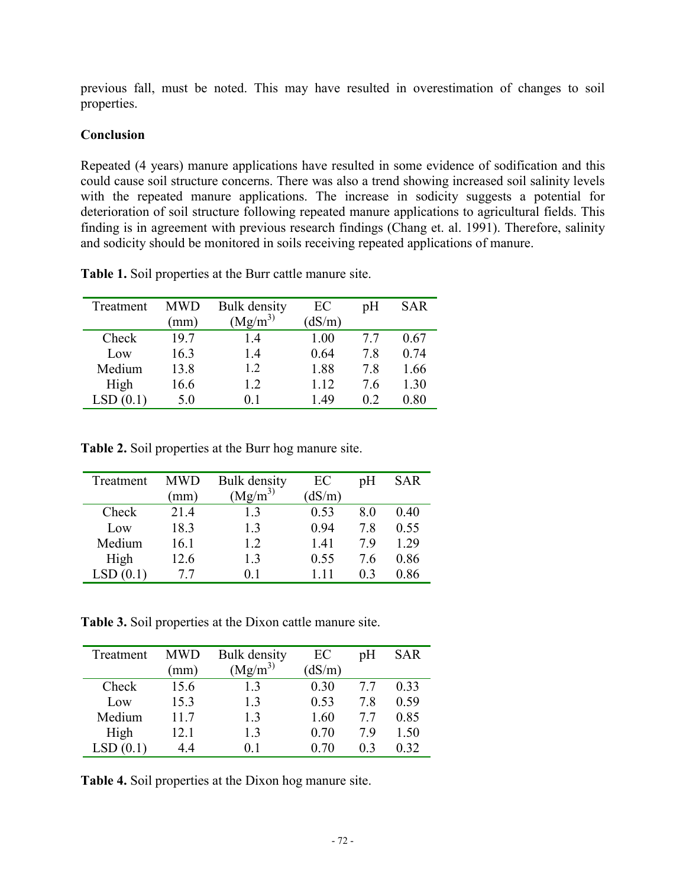previous fall, must be noted. This may have resulted in overestimation of changes to soil properties.

**Conclusion**

Repeated (4 years) manure applications have resulted in some evidence of sodification and this could cause soil structure concerns. There was also a trend showing increased soil salinity levels with the repeated manure applications. The increase in sodicity suggests a potential for deterioration of soil structure following repeated manure applications to agricultural fields. This finding is in agreement with previous research findings (Chang et. al. 1991). Therefore, salinity and sodicity should be monitored in soils receiving repeated applications of manure.

**Table 1.** Soil properties at the Burr cattle manure site.

| Treatment | MWD (mm) | Bulk density ($Mg/m^3$) | EC (dS/m) | pH | SAR |
|---|---|---|---|---|---|
| Check | 19.7 | 1.4 | 1.00 | 7.7 | 0.67 |
| Low | 16.3 | 1.4 | 0.64 | 7.8 | 0.74 |
| Medium | 13.8 | 1.2 | 1.88 | 7.8 | 1.66 |
| High | 16.6 | 1.2 | 1.12 | 7.6 | 1.30 |
| LSD (0.1) | 5.0 | 0.1 | 1.49 | 0.2 | 0.80 |

**Table 2.** Soil properties at the Burr hog manure site.

| Treatment | MWD (mm) | Bulk density ($Mg/m^3$) | EC (dS/m) | pH | SAR |
|---|---|---|---|---|---|
| Check | 21.4 | 1.3 | 0.53 | 8.0 | 0.40 |
| Low | 18.3 | 1.3 | 0.94 | 7.8 | 0.55 |
| Medium | 16.1 | 1.2 | 1.41 | 7.9 | 1.29 |
| High | 12.6 | 1.3 | 0.55 | 7.6 | 0.86 |
| LSD (0.1) | 7.7 | 0.1 | 1.11 | 0.3 | 0.86 |

**Table 3.** Soil properties at the Dixon cattle manure site.

| Treatment | MWD (mm) | Bulk density ($Mg/m^3$) | EC (dS/m) | pH | SAR |
|---|---|---|---|---|---|
| Check | 15.6 | 1.3 | 0.30 | 7.7 | 0.33 |
| Low | 15.3 | 1.3 | 0.53 | 7.8 | 0.59 |
| Medium | 11.7 | 1.3 | 1.60 | 7.7 | 0.85 |
| High | 12.1 | 1.3 | 0.70 | 7.9 | 1.50 |
| LSD (0.1) | 4.4 | 0.1 | 0.70 | 0.3 | 0.32 |

**Table 4.** Soil properties at the Dixon hog manure site.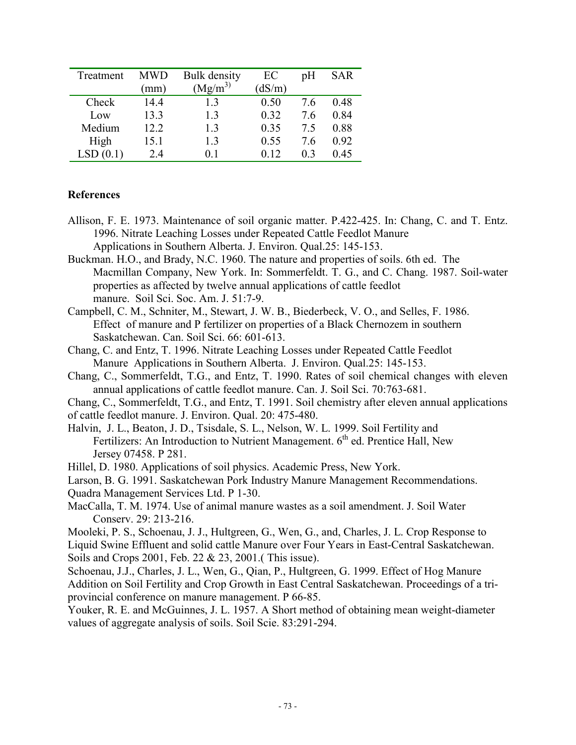| Treatment | MWD (mm) | Bulk density ($Mg/m^3$) | EC (dS/m) | pH | SAR |
|---|---|---|---|---|---|
| Check | 14.4 | 1.3 | 0.50 | 7.6 | 0.48 |
| Low | 13.3 | 1.3 | 0.32 | 7.6 | 0.84 |
| Medium | 12.2 | 1.3 | 0.35 | 7.5 | 0.88 |
| High | 15.1 | 1.3 | 0.55 | 7.6 | 0.92 |
| LSD (0.1) | 2.4 | 0.1 | 0.12 | 0.3 | 0.45 |

**References**

Allison, F. E. 1973. Maintenance of soil organic matter. P.422-425. In: Chang, C. and T. Entz. 1996. Nitrate Leaching Losses under Repeated Cattle Feedlot Manure Applications in Southern Alberta. J. Environ. Qual.25: 145-153.

Buckman. H.O., and Brady, N.C. 1960. The nature and properties of soils. 6th ed. The Macmillan Company, New York. In: Sommerfeldt. T. G., and C. Chang. 1987. Soil-water properties as affected by twelve annual applications of cattle feedlot manure. Soil Sci. Soc. Am. J. 51:7-9.

Campbell, C. M., Schniter, M., Stewart, J. W. B., Biederbeck, V. O., and Selles, F. 1986. Effect of manure and P fertilizer on properties of a Black Chernozem in southern Saskatchewan. Can. Soil Sci. 66: 601-613.

Chang, C. and Entz, T. 1996. Nitrate Leaching Losses under Repeated Cattle Feedlot Manure Applications in Southern Alberta. J. Environ. Qual.25: 145-153.

Chang, C., Sommerfeldt, T.G., and Entz, T. 1990. Rates of soil chemical changes with eleven annual applications of cattle feedlot manure. Can. J. Soil Sci. 70:763-681.

Chang, C., Sommerfeldt, T.G., and Entz, T. 1991. Soil chemistry after eleven annual applications of cattle feedlot manure. J. Environ. Qual. 20: 475-480.

Halvin, J. L., Beaton, J. D., Tsisdale, S. L., Nelson, W. L. 1999. Soil Fertility and Fertilizers: An Introduction to Nutrient Management. 6th ed. Prentice Hall, New Jersey 07458. P 281.

Hillel, D. 1980. Applications of soil physics. Academic Press, New York.

Larson, B. G. 1991. Saskatchewan Pork Industry Manure Management Recommendations. Quadra Management Services Ltd. P 1-30.

MacCalla, T. M. 1974. Use of animal manure wastes as a soil amendment. J. Soil Water Conserv. 29: 213-216.

Mooleki, P. S., Schoenau, J. J., Hultgreen, G., Wen, G., and, Charles, J. L. Crop Response to Liquid Swine Effluent and solid cattle Manure over Four Years in East-Central Saskatchewan. Soils and Crops 2001, Feb. 22 & 23, 2001.( This issue).

Schoenau, J.J., Charles, J. L., Wen, G., Qian, P., Hultgreen, G. 1999. Effect of Hog Manure Addition on Soil Fertility and Crop Growth in East Central Saskatchewan. Proceedings of a tri-provincial conference on manure management. P 66-85.

Youker, R. E. and McGuinnes, J. L. 1957. A Short method of obtaining mean weight-diameter values of aggregate analysis of soils. Soil Scie. 83:291-294.